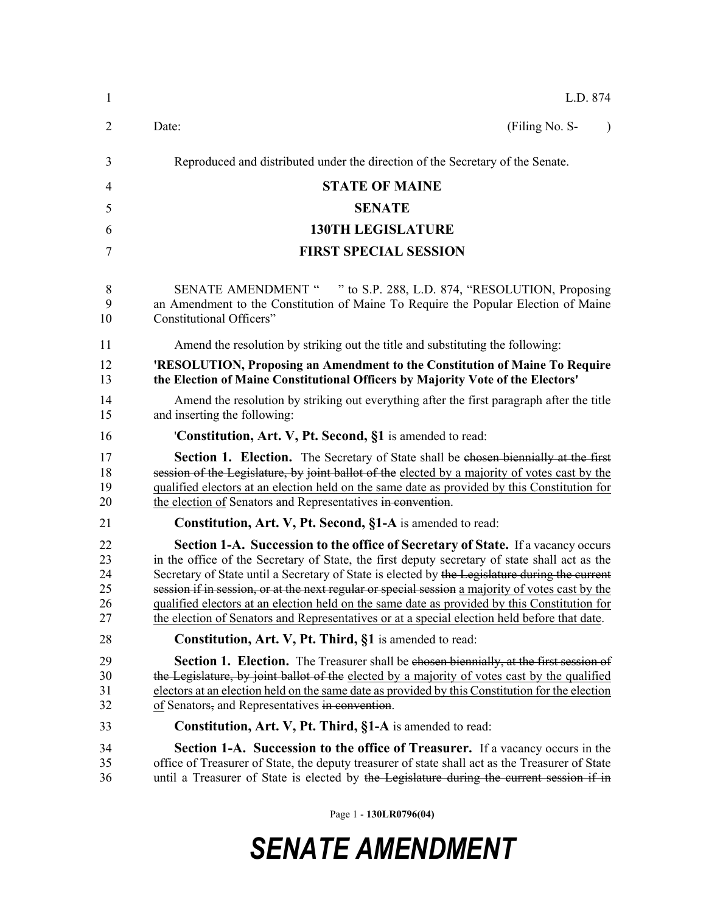L.D. 874

Date: (Filing No. S- )

Reproduced and distributed under the direction of the Secretary of the Senate.

**STATE OF MAINE**

**SENATE**

**130TH LEGISLATURE**

**FIRST SPECIAL SESSION**

SENATE AMENDMENT " " to S.P. 288, L.D. 874, "RESOLUTION, Proposing an Amendment to the Constitution of Maine To Require the Popular Election of Maine Constitutional Officers"

Amend the resolution by striking out the title and substituting the following:

**'RESOLUTION, Proposing an Amendment to the Constitution of Maine To Require the Election of Maine Constitutional Officers by Majority Vote of the Electors'**

Amend the resolution by striking out everything after the first paragraph after the title and inserting the following:

'**Constitution, Art. V, Pt. Second, §1** is amended to read:

**Section 1. Election.** The Secretary of State shall be ~~chosen biennially at the first session of the Legislature, by joint ballot of the~~ elected by a majority of votes cast by the qualified electors at an election held on the same date as provided by this Constitution for the election of Senators and Representatives ~~in convention~~.

**Constitution, Art. V, Pt. Second, §1-A** is amended to read:

**Section 1-A. Succession to the office of Secretary of State.** If a vacancy occurs in the office of the Secretary of State, the first deputy secretary of state shall act as the Secretary of State until a Secretary of State is elected by ~~the Legislature during the current session if in session, or at the next regular or special session~~ a majority of votes cast by the qualified electors at an election held on the same date as provided by this Constitution for the election of Senators and Representatives or at a special election held before that date.

**Constitution, Art. V, Pt. Third, §1** is amended to read:

**Section 1. Election.** The Treasurer shall be ~~chosen biennially, at the first session of the Legislature, by joint ballot of the~~ elected by a majority of votes cast by the qualified electors at an election held on the same date as provided by this Constitution for the election of Senators~~,~~ and Representatives ~~in convention~~.

**Constitution, Art. V, Pt. Third, §1-A** is amended to read:

**Section 1-A. Succession to the office of Treasurer.** If a vacancy occurs in the office of Treasurer of State, the deputy treasurer of state shall act as the Treasurer of State until a Treasurer of State is elected by ~~the Legislature during the current session if in~~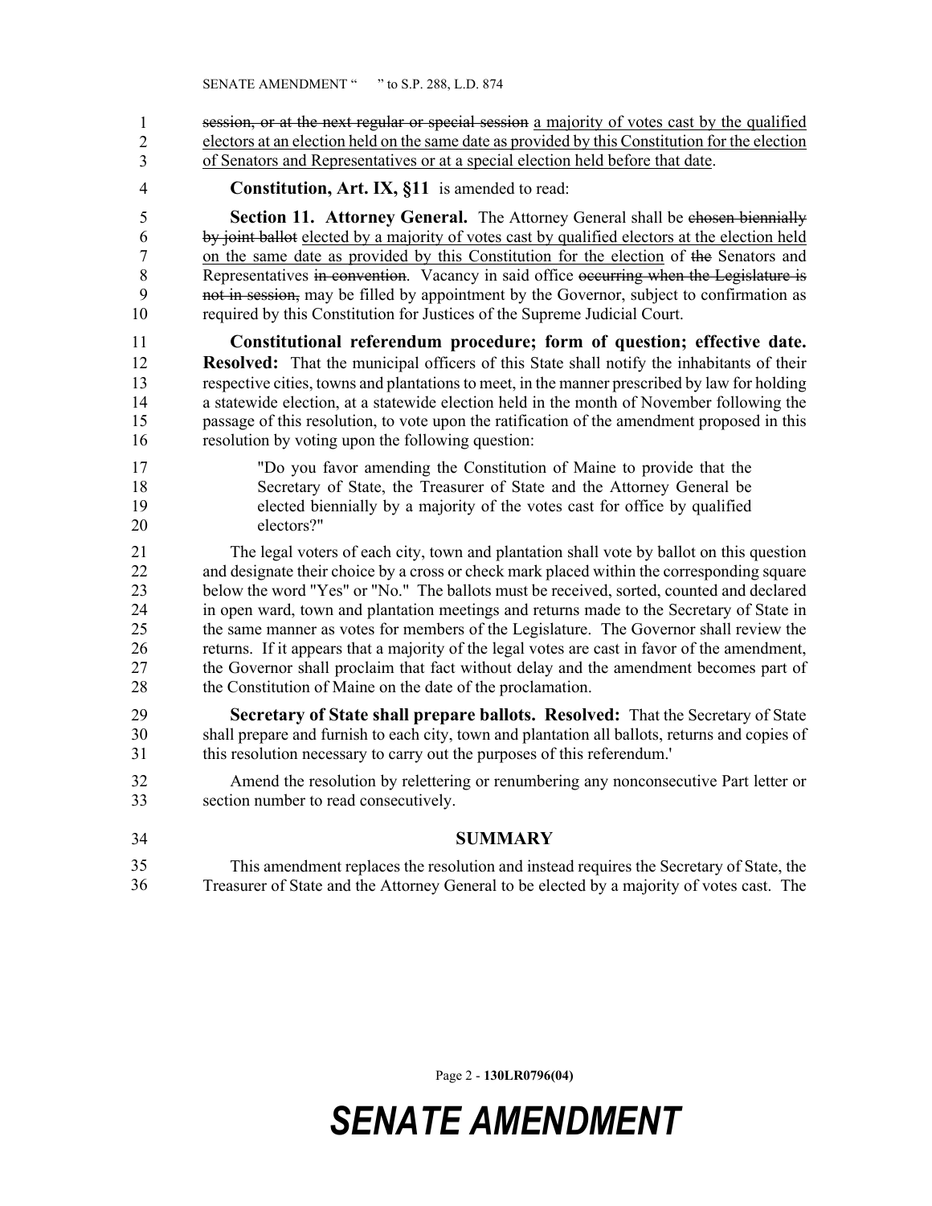~~session, or at the next regular or special session~~ <u>a majority of votes cast by the qualified electors at an election held on the same date as provided by this Constitution for the election of Senators and Representatives or at a special election held before that date</u>.

**Constitution, Art. IX, §11** is amended to read:

**Section 11. Attorney General.** The Attorney General shall be ~~chosen biennially by joint ballot~~ <u>elected by a majority of votes cast by qualified electors at the election held on the same date as provided by this Constitution for the election</u> of ~~the~~ Senators and Representatives ~~in convention~~. Vacancy in said office ~~occurring when the Legislature is not in session,~~ may be filled by appointment by the Governor, subject to confirmation as required by this Constitution for Justices of the Supreme Judicial Court.

**Constitutional referendum procedure; form of question; effective date. Resolved:** That the municipal officers of this State shall notify the inhabitants of their respective cities, towns and plantations to meet, in the manner prescribed by law for holding a statewide election, at a statewide election held in the month of November following the passage of this resolution, to vote upon the ratification of the amendment proposed in this resolution by voting upon the following question:

> "Do you favor amending the Constitution of Maine to provide that the Secretary of State, the Treasurer of State and the Attorney General be elected biennially by a majority of the votes cast for office by qualified electors?"

The legal voters of each city, town and plantation shall vote by ballot on this question and designate their choice by a cross or check mark placed within the corresponding square below the word "Yes" or "No." The ballots must be received, sorted, counted and declared in open ward, town and plantation meetings and returns made to the Secretary of State in the same manner as votes for members of the Legislature. The Governor shall review the returns. If it appears that a majority of the legal votes are cast in favor of the amendment, the Governor shall proclaim that fact without delay and the amendment becomes part of the Constitution of Maine on the date of the proclamation.

**Secretary of State shall prepare ballots. Resolved:** That the Secretary of State shall prepare and furnish to each city, town and plantation all ballots, returns and copies of this resolution necessary to carry out the purposes of this referendum.'

Amend the resolution by relettering or renumbering any nonconsecutive Part letter or section number to read consecutively.

## SUMMARY

This amendment replaces the resolution and instead requires the Secretary of State, the Treasurer of State and the Attorney General to be elected by a majority of votes cast. The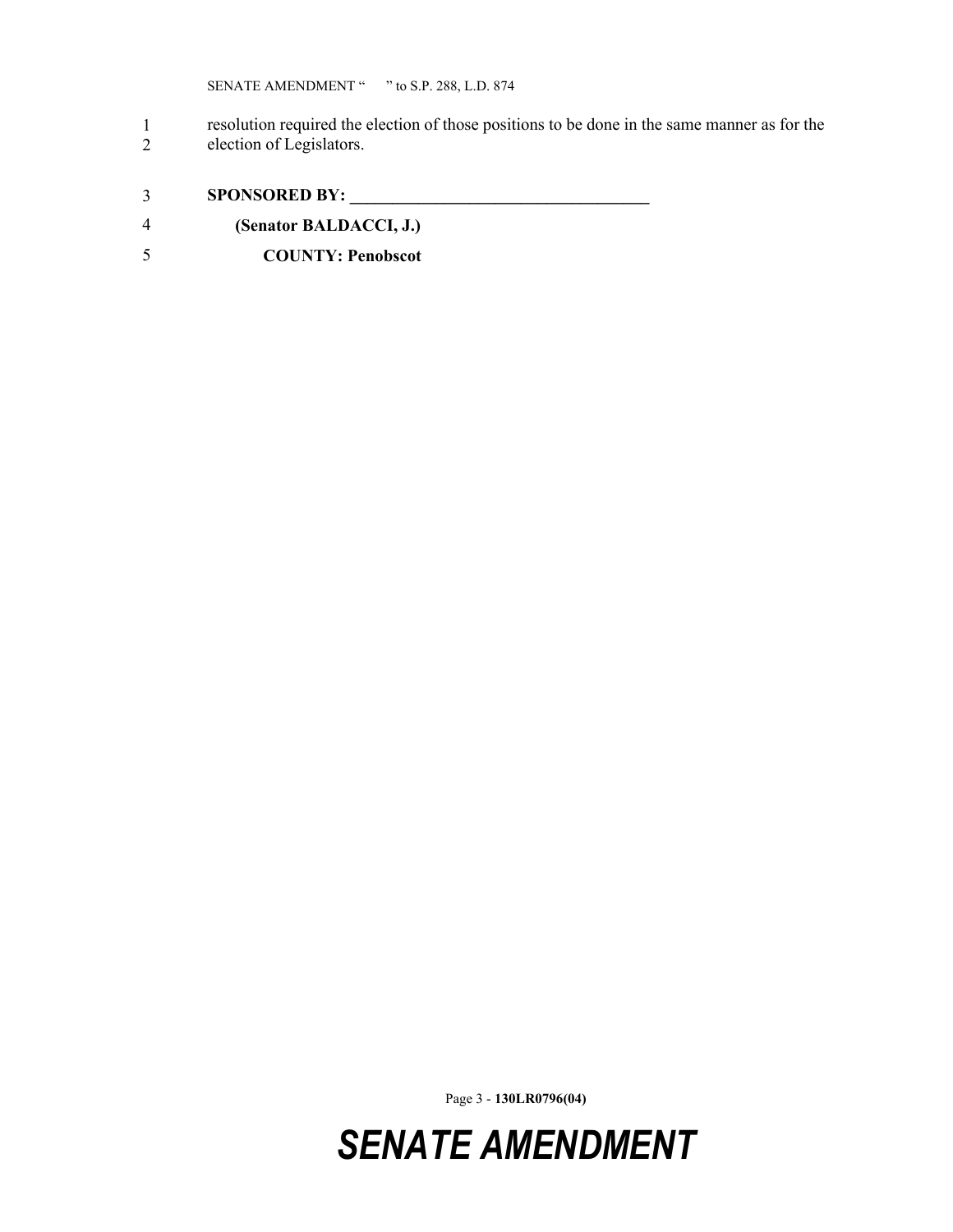resolution required the election of those positions to be done in the same manner as for the election of Legislators.

**SPONSORED BY: \_\_\_\_\_\_\_\_\_\_\_\_\_\_\_\_\_\_\_\_\_\_\_\_\_\_\_\_\_\_\_\_\_\_\_\_**

**(Senator BALDACCI, J.)**

**COUNTY: Penobscot**

# *SENATE AMENDMENT*